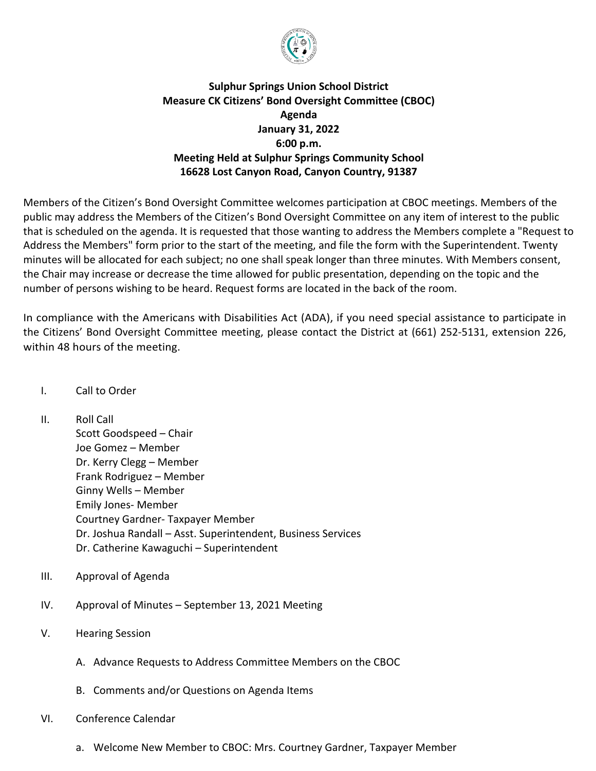# Sulphur Springs Union School District
## Measure CK Citizens' Bond Oversight Committee (CBOC)
## Agenda
## January 31, 2022
## 6:00 p.m.
## Meeting Held at Sulphur Springs Community School
## 16628 Lost Canyon Road, Canyon Country, 91387

Members of the Citizen's Bond Oversight Committee welcomes participation at CBOC meetings. Members of the public may address the Members of the Citizen's Bond Oversight Committee on any item of interest to the public that is scheduled on the agenda. It is requested that those wanting to address the Members complete a "Request to Address the Members" form prior to the start of the meeting, and file the form with the Superintendent. Twenty minutes will be allocated for each subject; no one shall speak longer than three minutes. With Members consent, the Chair may increase or decrease the time allowed for public presentation, depending on the topic and the number of persons wishing to be heard. Request forms are located in the back of the room.

In compliance with the Americans with Disabilities Act (ADA), if you need special assistance to participate in the Citizens' Bond Oversight Committee meeting, please contact the District at (661) 252-5131, extension 226, within 48 hours of the meeting.

I. Call to Order

II. Roll Call
   Scott Goodspeed – Chair
   Joe Gomez – Member
   Dr. Kerry Clegg – Member
   Frank Rodriguez – Member
   Ginny Wells – Member
   Emily Jones- Member
   Courtney Gardner- Taxpayer Member
   Dr. Joshua Randall – Asst. Superintendent, Business Services
   Dr. Catherine Kawaguchi – Superintendent

III. Approval of Agenda

IV. Approval of Minutes – September 13, 2021 Meeting

V. Hearing Session

   A. Advance Requests to Address Committee Members on the CBOC

   B. Comments and/or Questions on Agenda Items

VI. Conference Calendar

   a. Welcome New Member to CBOC: Mrs. Courtney Gardner, Taxpayer Member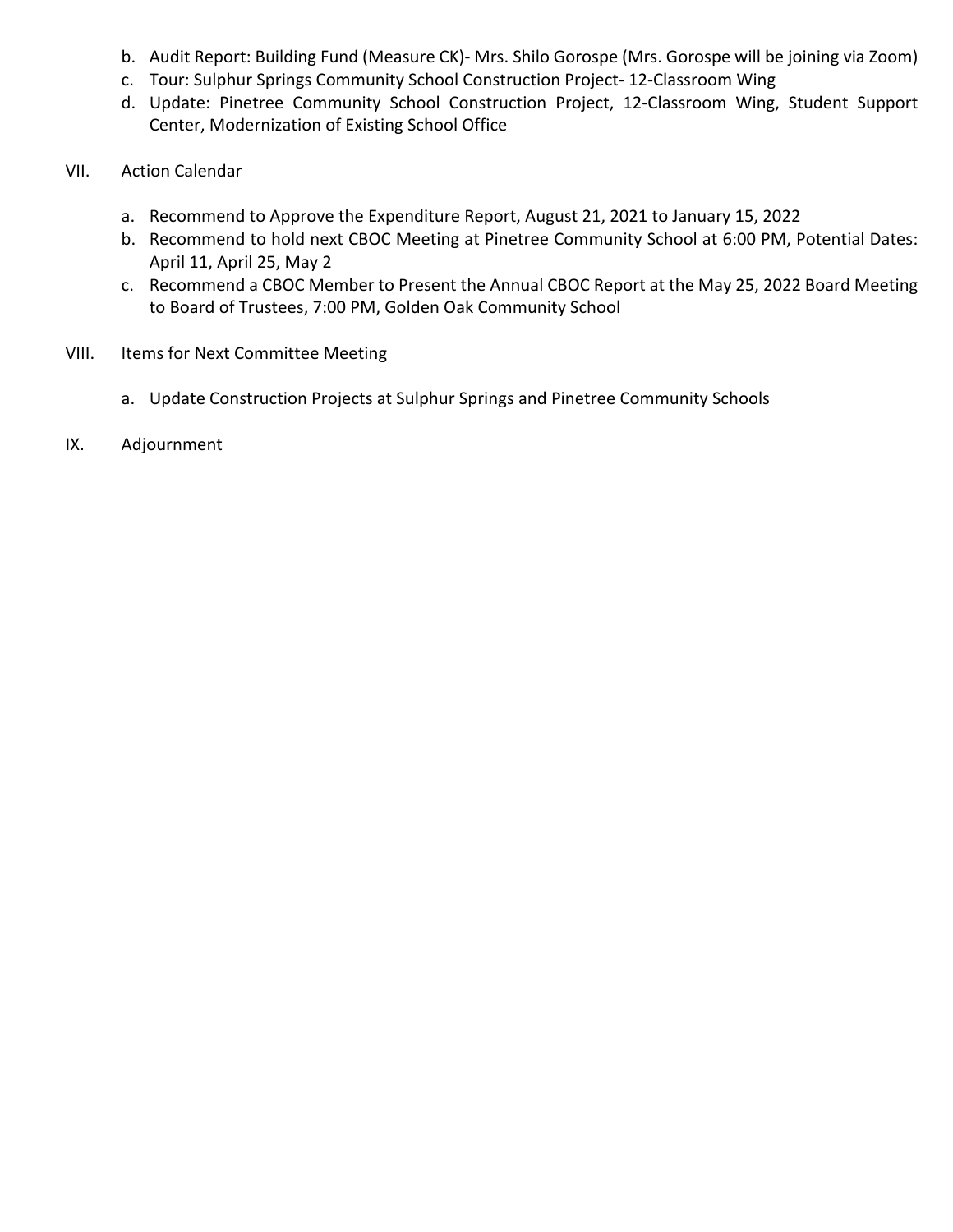b. Audit Report: Building Fund (Measure CK)- Mrs. Shilo Gorospe (Mrs. Gorospe will be joining via Zoom)
c. Tour: Sulphur Springs Community School Construction Project- 12-Classroom Wing
d. Update: Pinetree Community School Construction Project, 12-Classroom Wing, Student Support Center, Modernization of Existing School Office

VII. Action Calendar

a. Recommend to Approve the Expenditure Report, August 21, 2021 to January 15, 2022
b. Recommend to hold next CBOC Meeting at Pinetree Community School at 6:00 PM, Potential Dates: April 11, April 25, May 2
c. Recommend a CBOC Member to Present the Annual CBOC Report at the May 25, 2022 Board Meeting to Board of Trustees, 7:00 PM, Golden Oak Community School

VIII. Items for Next Committee Meeting

a. Update Construction Projects at Sulphur Springs and Pinetree Community Schools

IX. Adjournment